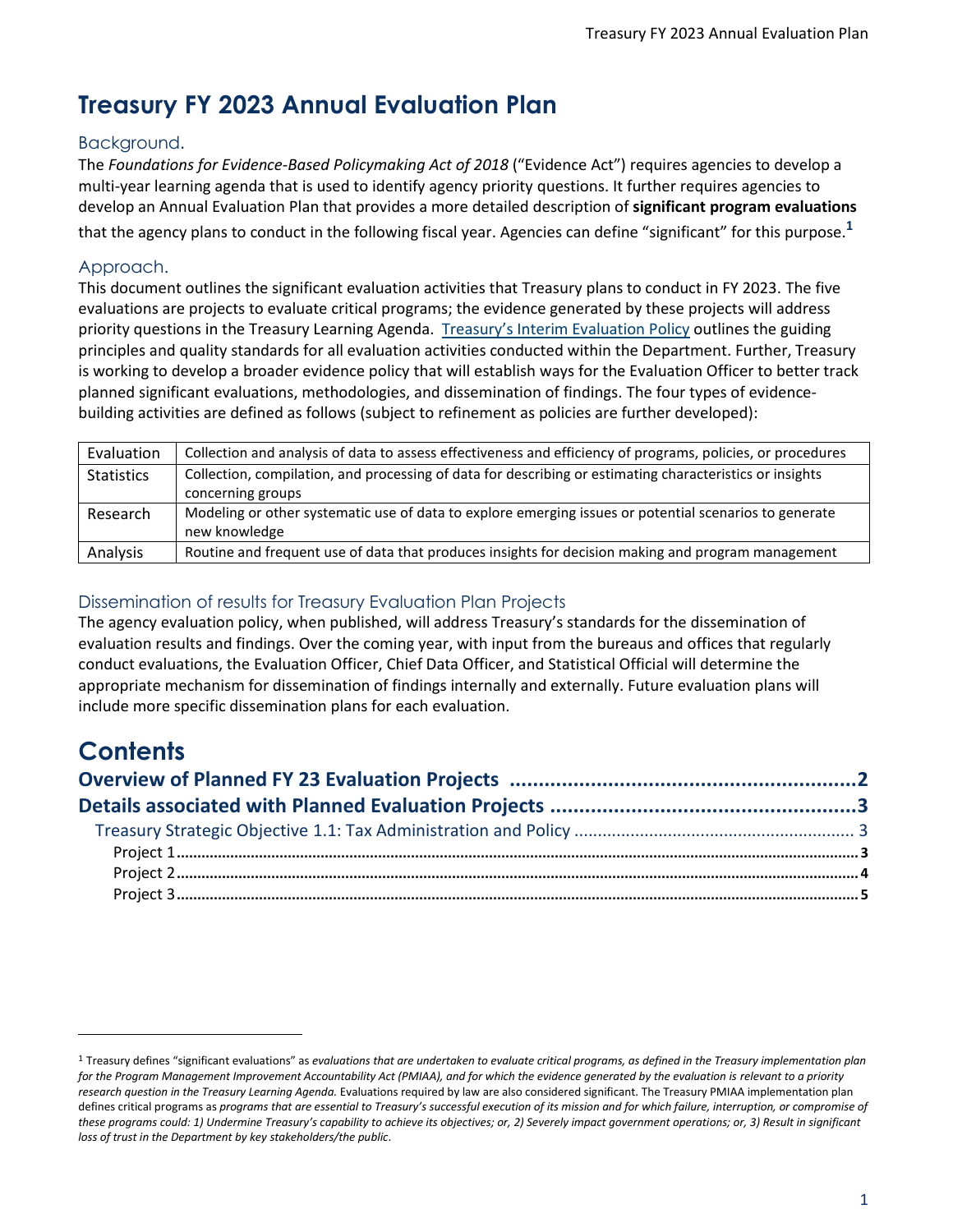# Treasury FY 2023 Annual Evaluation Plan

## Background.

The *Foundations for Evidence-Based Policymaking Act of 2018* ("Evidence Act") requires agencies to develop a multi-year learning agenda that is used to identify agency priority questions. It further requires agencies to develop an Annual Evaluation Plan that provides a more detailed description of **significant program evaluations** that the agency plans to conduct in the following fiscal year. Agencies can define "significant" for this purpose.[1]

## Approach.

This document outlines the significant evaluation activities that Treasury plans to conduct in FY 2023. The five evaluations are projects to evaluate critical programs; the evidence generated by these projects will address priority questions in the Treasury Learning Agenda. Treasury's Interim Evaluation Policy outlines the guiding principles and quality standards for all evaluation activities conducted within the Department. Further, Treasury is working to develop a broader evidence policy that will establish ways for the Evaluation Officer to better track planned significant evaluations, methodologies, and dissemination of findings. The four types of evidence-building activities are defined as follows (subject to refinement as policies are further developed):

| | |
|---|---|
| Evaluation | Collection and analysis of data to assess effectiveness and efficiency of programs, policies, or procedures |
| Statistics | Collection, compilation, and processing of data for describing or estimating characteristics or insights concerning groups |
| Research | Modeling or other systematic use of data to explore emerging issues or potential scenarios to generate new knowledge |
| Analysis | Routine and frequent use of data that produces insights for decision making and program management |

## Dissemination of results for Treasury Evaluation Plan Projects

The agency evaluation policy, when published, will address Treasury's standards for the dissemination of evaluation results and findings. Over the coming year, with input from the bureaus and offices that regularly conduct evaluations, the Evaluation Officer, Chief Data Officer, and Statistical Official will determine the appropriate mechanism for dissemination of findings internally and externally. Future evaluation plans will include more specific dissemination plans for each evaluation.

# Contents

**Overview of Planned FY 23 Evaluation Projects** .......... 2

**Details associated with Planned Evaluation Projects** .......... 3

- Treasury Strategic Objective 1.1: Tax Administration and Policy .......... 3
  - Project 1 .......... 3
  - Project 2 .......... 4
  - Project 3 .......... 5

---

[1] Treasury defines "significant evaluations" as *evaluations that are undertaken to evaluate critical programs, as defined in the Treasury implementation plan for the Program Management Improvement Accountability Act (PMIAA), and for which the evidence generated by the evaluation is relevant to a priority research question in the Treasury Learning Agenda.* Evaluations required by law are also considered significant. The Treasury PMIAA implementation plan defines critical programs as *programs that are essential to Treasury's successful execution of its mission and for which failure, interruption, or compromise of these programs could: 1) Undermine Treasury's capability to achieve its objectives; or, 2) Severely impact government operations; or, 3) Result in significant loss of trust in the Department by key stakeholders/the public*.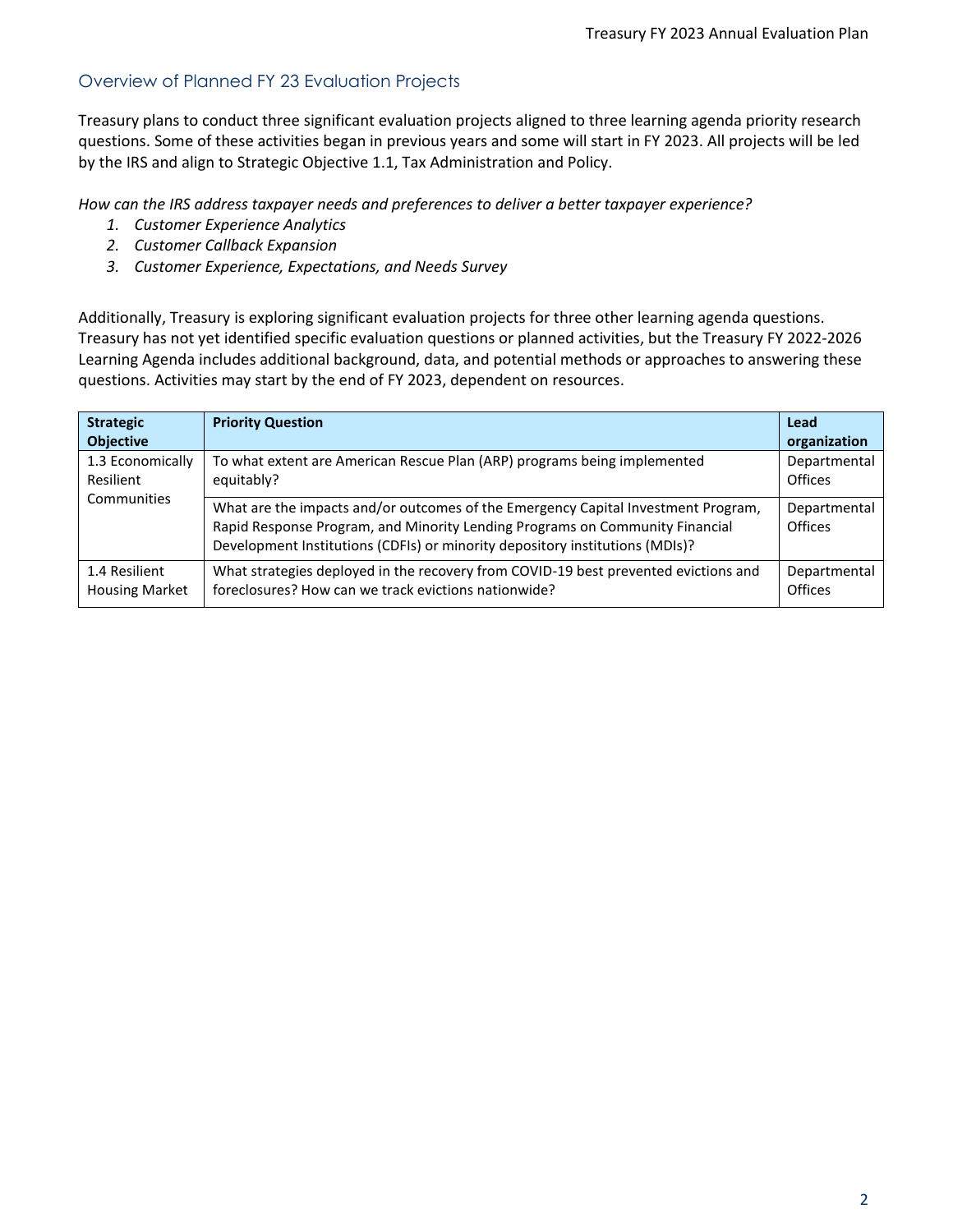## Overview of Planned FY 23 Evaluation Projects

Treasury plans to conduct three significant evaluation projects aligned to three learning agenda priority research questions. Some of these activities began in previous years and some will start in FY 2023. All projects will be led by the IRS and align to Strategic Objective 1.1, Tax Administration and Policy.

*How can the IRS address taxpayer needs and preferences to deliver a better taxpayer experience?*

1. *Customer Experience Analytics*
2. *Customer Callback Expansion*
3. *Customer Experience, Expectations, and Needs Survey*

Additionally, Treasury is exploring significant evaluation projects for three other learning agenda questions. Treasury has not yet identified specific evaluation questions or planned activities, but the Treasury FY 2022-2026 Learning Agenda includes additional background, data, and potential methods or approaches to answering these questions. Activities may start by the end of FY 2023, dependent on resources.

| Strategic Objective | Priority Question | Lead organization |
|---|---|---|
| 1.3 Economically Resilient Communities | To what extent are American Rescue Plan (ARP) programs being implemented equitably? | Departmental Offices |
| | What are the impacts and/or outcomes of the Emergency Capital Investment Program, Rapid Response Program, and Minority Lending Programs on Community Financial Development Institutions (CDFIs) or minority depository institutions (MDIs)? | Departmental Offices |
| 1.4 Resilient Housing Market | What strategies deployed in the recovery from COVID-19 best prevented evictions and foreclosures? How can we track evictions nationwide? | Departmental Offices |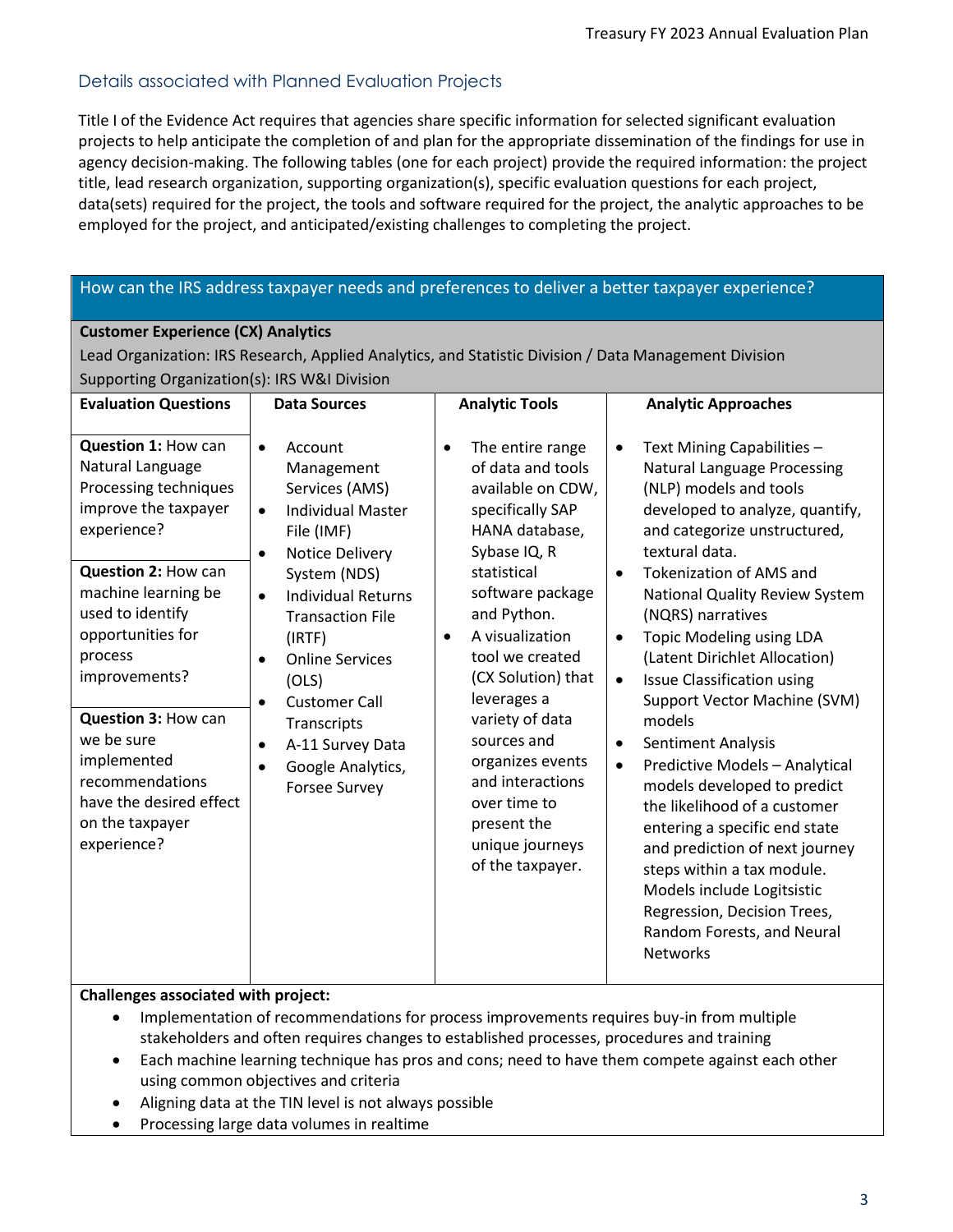## Details associated with Planned Evaluation Projects

Title I of the Evidence Act requires that agencies share specific information for selected significant evaluation projects to help anticipate the completion of and plan for the appropriate dissemination of the findings for use in agency decision-making. The following tables (one for each project) provide the required information: the project title, lead research organization, supporting organization(s), specific evaluation questions for each project, data(sets) required for the project, the tools and software required for the project, the analytic approaches to be employed for the project, and anticipated/existing challenges to completing the project.

### How can the IRS address taxpayer needs and preferences to deliver a better taxpayer experience?

**Customer Experience (CX) Analytics**

Lead Organization: IRS Research, Applied Analytics, and Statistic Division / Data Management Division

Supporting Organization(s): IRS W&I Division

| Evaluation Questions | Data Sources | Analytic Tools | Analytic Approaches |
|---|---|---|---|
| **Question 1:** How can Natural Language Processing techniques improve the taxpayer experience?<br><br>**Question 2:** How can machine learning be used to identify opportunities for process improvements?<br><br>**Question 3:** How can we be sure implemented recommendations have the desired effect on the taxpayer experience? | • Account Management Services (AMS)<br>• Individual Master File (IMF)<br>• Notice Delivery System (NDS)<br>• Individual Returns Transaction File (IRTF)<br>• Online Services (OLS)<br>• Customer Call Transcripts<br>• A-11 Survey Data<br>• Google Analytics, Forsee Survey | • The entire range of data and tools available on CDW, specifically SAP HANA database, Sybase IQ, R statistical software package and Python.<br>• A visualization tool we created (CX Solution) that leverages a variety of data sources and organizes events and interactions over time to present the unique journeys of the taxpayer. | • Text Mining Capabilities – Natural Language Processing (NLP) models and tools developed to analyze, quantify, and categorize unstructured, textural data.<br>• Tokenization of AMS and National Quality Review System (NQRS) narratives<br>• Topic Modeling using LDA (Latent Dirichlet Allocation)<br>• Issue Classification using Support Vector Machine (SVM) models<br>• Sentiment Analysis<br>• Predictive Models – Analytical models developed to predict the likelihood of a customer entering a specific end state and prediction of next journey steps within a tax module. Models include Logitsistic Regression, Decision Trees, Random Forests, and Neural Networks |

**Challenges associated with project:**

- Implementation of recommendations for process improvements requires buy-in from multiple stakeholders and often requires changes to established processes, procedures and training
- Each machine learning technique has pros and cons; need to have them compete against each other using common objectives and criteria
- Aligning data at the TIN level is not always possible
- Processing large data volumes in realtime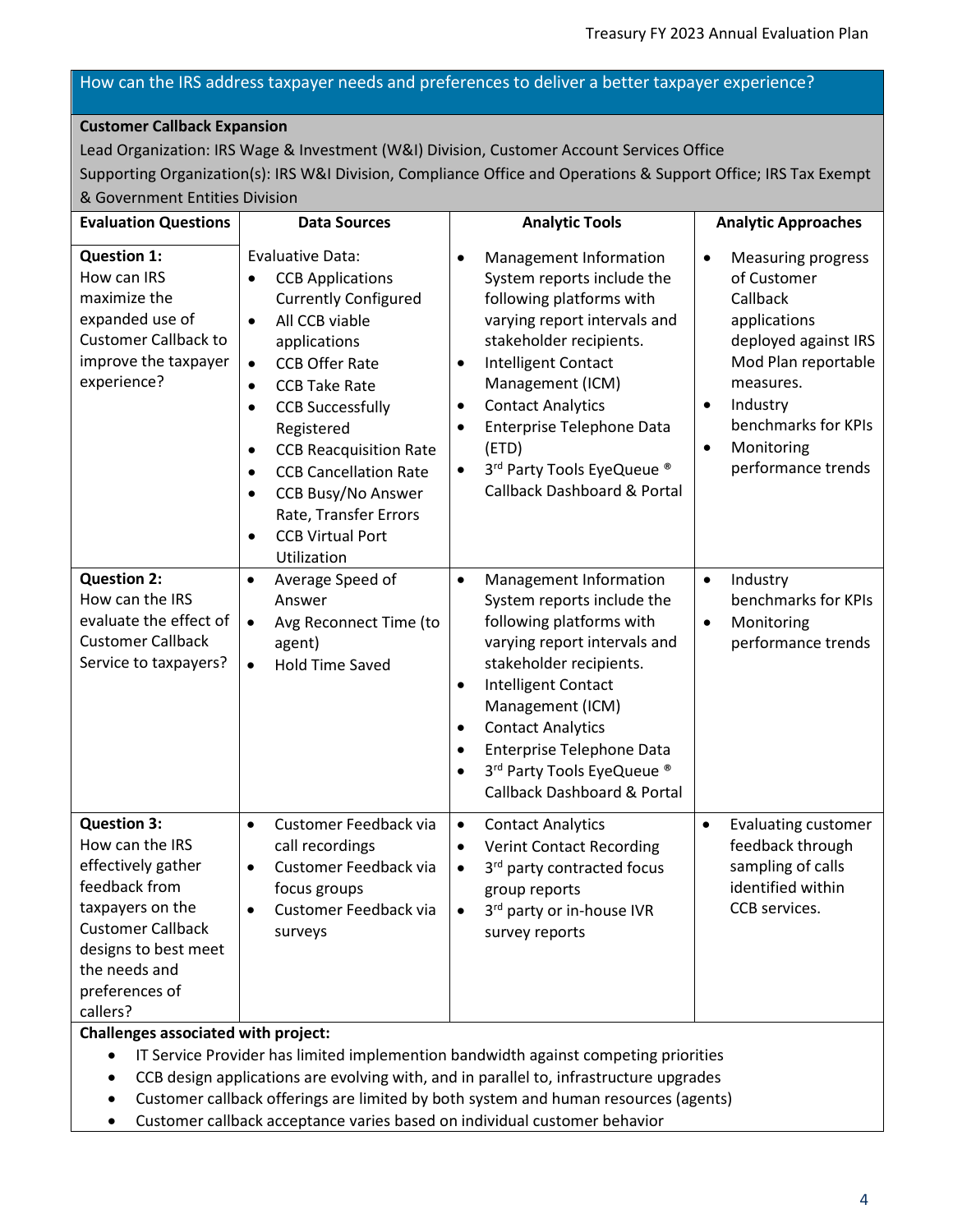## How can the IRS address taxpayer needs and preferences to deliver a better taxpayer experience?

**Customer Callback Expansion**

Lead Organization: IRS Wage & Investment (W&I) Division, Customer Account Services Office

Supporting Organization(s): IRS W&I Division, Compliance Office and Operations & Support Office; IRS Tax Exempt & Government Entities Division

| Evaluation Questions | Data Sources | Analytic Tools | Analytic Approaches |
|---|---|---|---|
| **Question 1:** How can IRS maximize the expanded use of Customer Callback to improve the taxpayer experience? | Evaluative Data: <br>• CCB Applications Currently Configured <br>• All CCB viable applications <br>• CCB Offer Rate <br>• CCB Take Rate <br>• CCB Successfully Registered <br>• CCB Reacquisition Rate <br>• CCB Cancellation Rate <br>• CCB Busy/No Answer Rate, Transfer Errors <br>• CCB Virtual Port Utilization | • Management Information System reports include the following platforms with varying report intervals and stakeholder recipients. <br>• Intelligent Contact Management (ICM) <br>• Contact Analytics <br>• Enterprise Telephone Data (ETD) <br>• 3rd Party Tools EyeQueue ® Callback Dashboard & Portal | • Measuring progress of Customer Callback applications deployed against IRS Mod Plan reportable measures. <br>• Industry benchmarks for KPIs <br>• Monitoring performance trends |
| **Question 2:** How can the IRS evaluate the effect of Customer Callback Service to taxpayers? | • Average Speed of Answer <br>• Avg Reconnect Time (to agent) <br>• Hold Time Saved | • Management Information System reports include the following platforms with varying report intervals and stakeholder recipients. <br>• Intelligent Contact Management (ICM) <br>• Contact Analytics <br>• Enterprise Telephone Data <br>• 3rd Party Tools EyeQueue ® Callback Dashboard & Portal | • Industry benchmarks for KPIs <br>• Monitoring performance trends |
| **Question 3:** How can the IRS effectively gather feedback from taxpayers on the Customer Callback designs to best meet the needs and preferences of callers? | • Customer Feedback via call recordings <br>• Customer Feedback via focus groups <br>• Customer Feedback via surveys | • Contact Analytics <br>• Verint Contact Recording <br>• 3rd party contracted focus group reports <br>• 3rd party or in-house IVR survey reports | • Evaluating customer feedback through sampling of calls identified within CCB services. |

**Challenges associated with project:**

- IT Service Provider has limited implemention bandwidth against competing priorities
- CCB design applications are evolving with, and in parallel to, infrastructure upgrades
- Customer callback offerings are limited by both system and human resources (agents)
- Customer callback acceptance varies based on individual customer behavior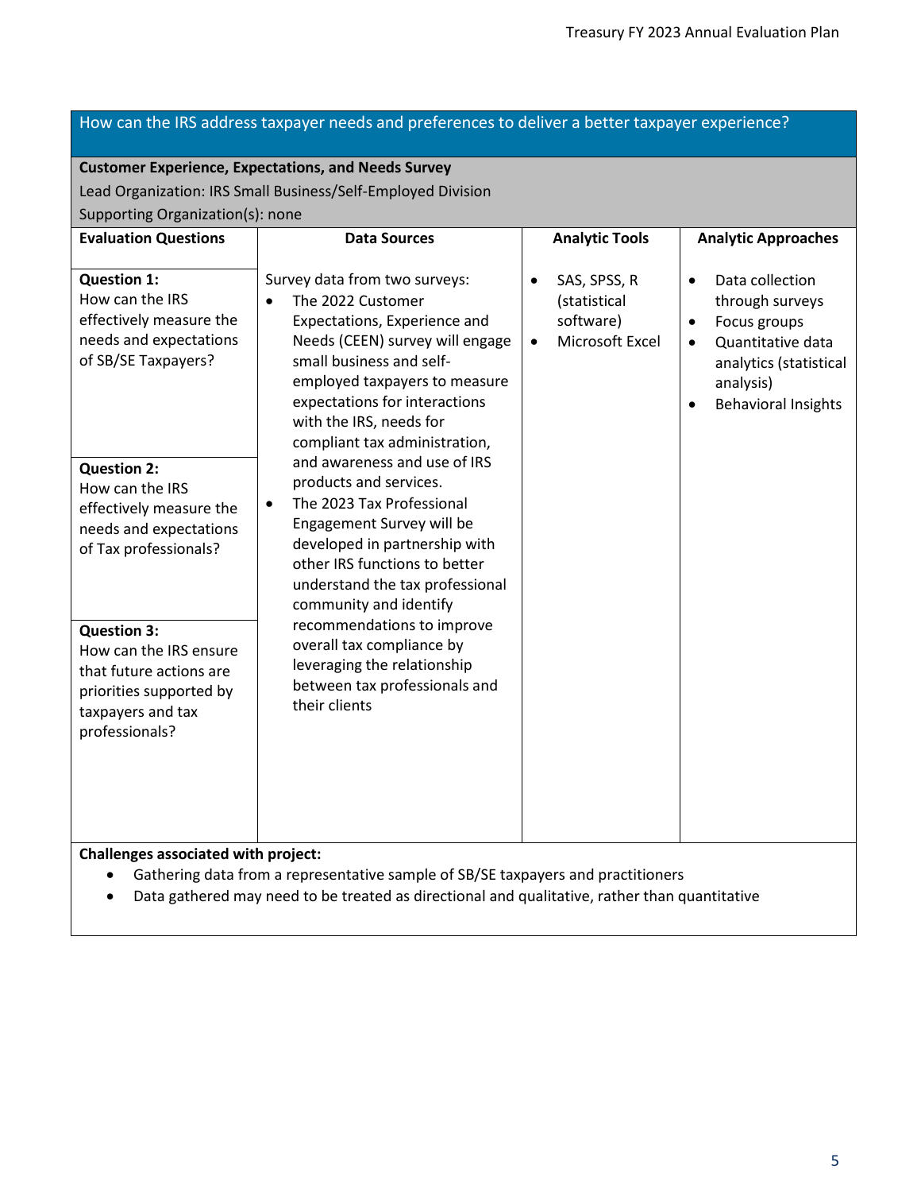## How can the IRS address taxpayer needs and preferences to deliver a better taxpayer experience?

**Customer Experience, Expectations, and Needs Survey**

Lead Organization: IRS Small Business/Self-Employed Division

Supporting Organization(s): none

| Evaluation Questions | Data Sources | Analytic Tools | Analytic Approaches |
|---|---|---|---|
| **Question 1:** How can the IRS effectively measure the needs and expectations of SB/SE Taxpayers?<br><br>**Question 2:** How can the IRS effectively measure the needs and expectations of Tax professionals?<br><br>**Question 3:** How can the IRS ensure that future actions are priorities supported by taxpayers and tax professionals? | Survey data from two surveys:<br>• The 2022 Customer Expectations, Experience and Needs (CEEN) survey will engage small business and self-employed taxpayers to measure expectations for interactions with the IRS, needs for compliant tax administration, and awareness and use of IRS products and services.<br>• The 2023 Tax Professional Engagement Survey will be developed in partnership with other IRS functions to better understand the tax professional community and identify recommendations to improve overall tax compliance by leveraging the relationship between tax professionals and their clients | • SAS, SPSS, R (statistical software)<br>• Microsoft Excel | • Data collection through surveys<br>• Focus groups<br>• Quantitative data analytics (statistical analysis)<br>• Behavioral Insights |

**Challenges associated with project:**

- Gathering data from a representative sample of SB/SE taxpayers and practitioners
- Data gathered may need to be treated as directional and qualitative, rather than quantitative